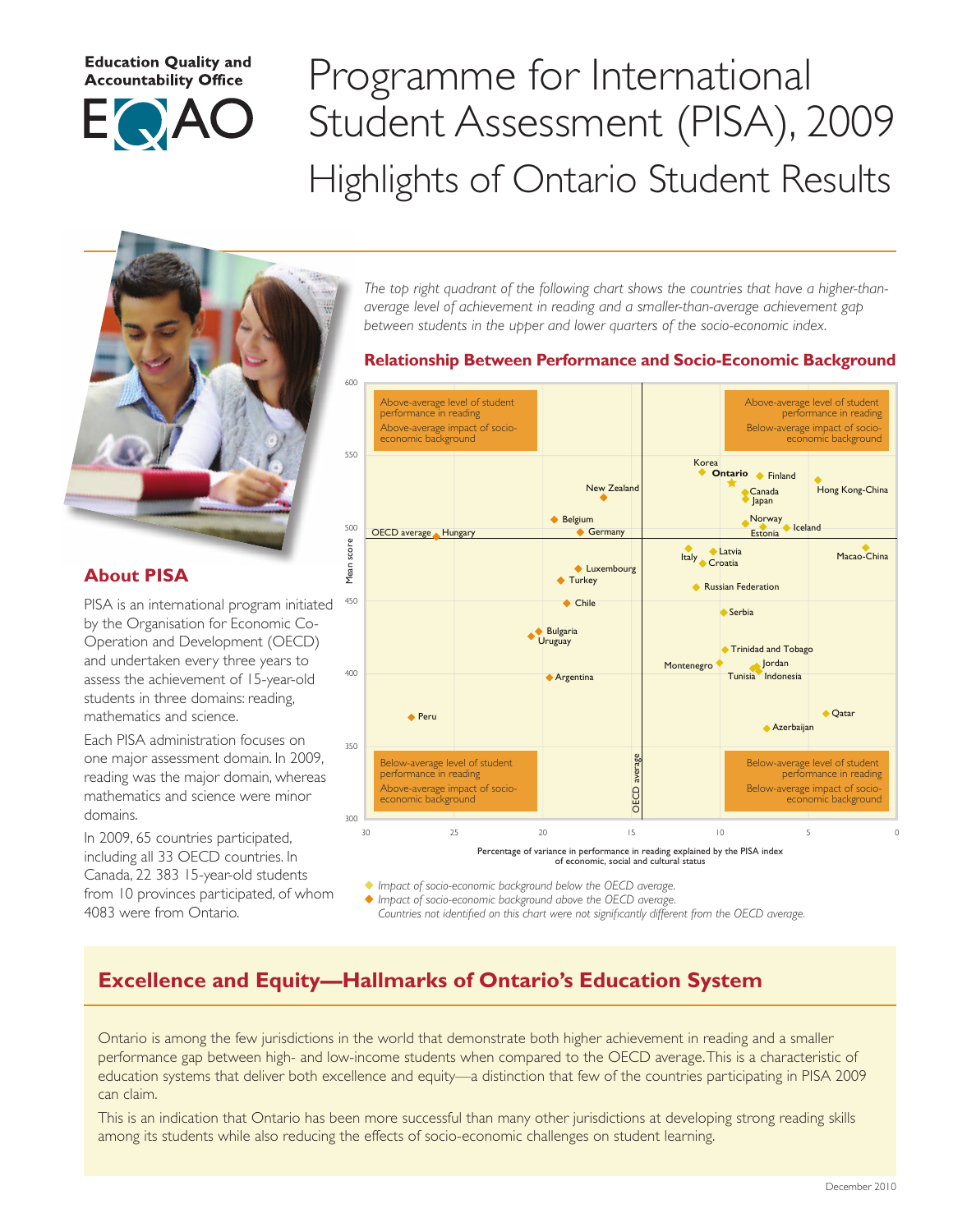Education Quality and Accountability Office

EQAO

# Programme for International Student Assessment (PISA), 2009

## Highlights of Ontario Student Results

### About PISA

PISA is an international program initiated by the Organisation for Economic Co-Operation and Development (OECD) and undertaken every three years to assess the achievement of 15-year-old students in three domains: reading, mathematics and science.

Each PISA administration focuses on one major assessment domain. In 2009, reading was the major domain, whereas mathematics and science were minor domains.

In 2009, 65 countries participated, including all 33 OECD countries. In Canada, 22 383 15-year-old students from 10 provinces participated, of whom 4083 were from Ontario.

*The top right quadrant of the following chart shows the countries that have a higher-than-average level of achievement in reading and a smaller-than-average achievement gap between students in the upper and lower quarters of the socio-economic index.*

### Relationship Between Performance and Socio-Economic Background

Quadrant labels:

- Top left: Above-average level of student performance in reading; Above-average impact of socio-economic background
- Top right: Above-average level of student performance in reading; Below-average impact of socio-economic background
- Bottom left: Below-average level of student performance in reading; Above-average impact of socio-economic background
- Bottom right: Below-average level of student performance in reading; Below-average impact of socio-economic background

Y-axis: Mean score (300–600). X-axis: Percentage of variance in performance in reading explained by the PISA index of economic, social and cultural status (30 to 0). Reference lines: OECD average.

Countries shown: Korea, Ontario, Finland, Hong Kong-China, Canada, Japan, New Zealand, Belgium, Norway, Germany, Estonia, Iceland, Hungary, Latvia, Italy, Croatia, Macao-China, Luxembourg, Turkey, Russian Federation, Chile, Serbia, Bulgaria, Uruguay, Trinidad and Tobago, Montenegro, Jordan, Tunisia, Indonesia, Argentina, Peru, Qatar, Azerbaijan.

◆ *Impact of socio-economic background below the OECD average.*
◆ *Impact of socio-economic background above the OECD average.*
*Countries not identified on this chart were not significantly different from the OECD average.*

## Excellence and Equity—Hallmarks of Ontario's Education System

Ontario is among the few jurisdictions in the world that demonstrate both higher achievement in reading and a smaller performance gap between high- and low-income students when compared to the OECD average. This is a characteristic of education systems that deliver both excellence and equity—a distinction that few of the countries participating in PISA 2009 can claim.

This is an indication that Ontario has been more successful than many other jurisdictions at developing strong reading skills among its students while also reducing the effects of socio-economic challenges on student learning.

December 2010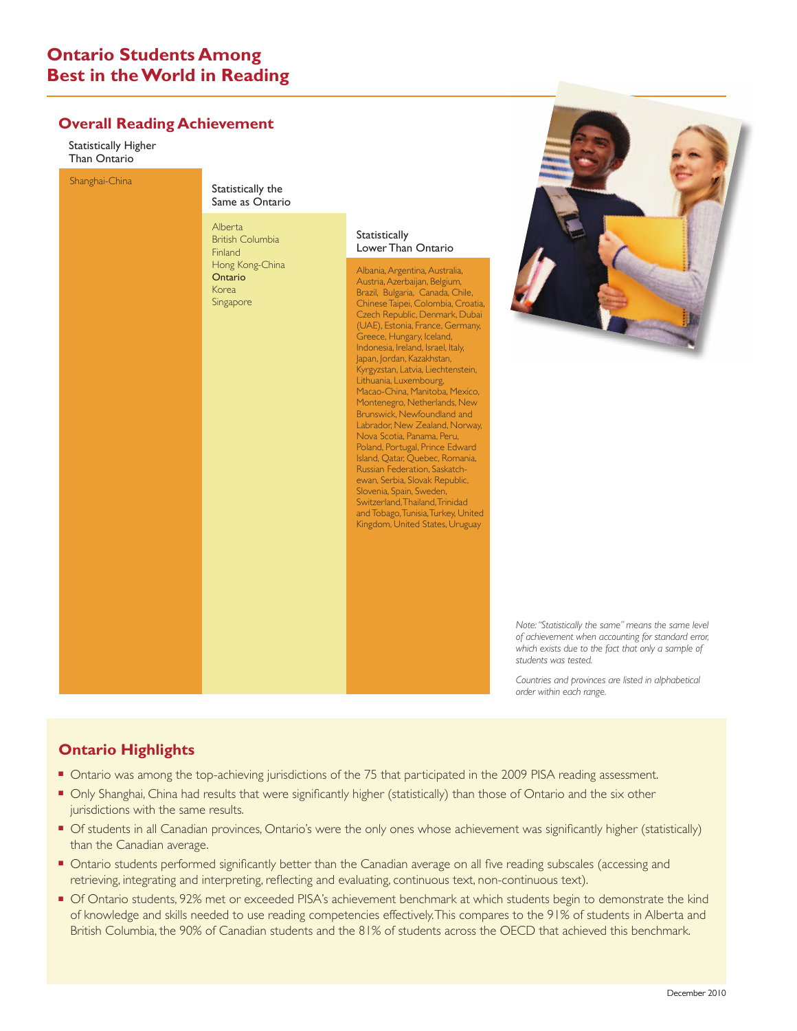# Ontario Students Among Best in the World in Reading

## Overall Reading Achievement

| Statistically Higher Than Ontario | Statistically the Same as Ontario | Statistically Lower Than Ontario |
|---|---|---|
| Shanghai-China | Alberta<br>British Columbia<br>Finland<br>Hong Kong-China<br>Ontario<br>Korea<br>Singapore | Albania, Argentina, Australia, Austria, Azerbaijan, Belgium, Brazil, Bulgaria, Canada, Chile, Chinese Taipei, Colombia, Croatia, Czech Republic, Denmark, Dubai (UAE), Estonia, France, Germany, Greece, Hungary, Iceland, Indonesia, Ireland, Israel, Italy, Japan, Jordan, Kazakhstan, Kyrgyzstan, Latvia, Liechtenstein, Lithuania, Luxembourg, Macao-China, Manitoba, Mexico, Montenegro, Netherlands, New Brunswick, Newfoundland and Labrador, New Zealand, Norway, Nova Scotia, Panama, Peru, Poland, Portugal, Prince Edward Island, Qatar, Quebec, Romania, Russian Federation, Saskatchewan, Serbia, Slovak Republic, Slovenia, Spain, Sweden, Switzerland, Thailand, Trinidad and Tobago, Tunisia, Turkey, United Kingdom, United States, Uruguay |

*Note: "Statistically the same" means the same level of achievement when accounting for standard error, which exists due to the fact that only a sample of students was tested.*

*Countries and provinces are listed in alphabetical order within each range.*

## Ontario Highlights

- Ontario was among the top-achieving jurisdictions of the 75 that participated in the 2009 PISA reading assessment.
- Only Shanghai, China had results that were significantly higher (statistically) than those of Ontario and the six other jurisdictions with the same results.
- Of students in all Canadian provinces, Ontario's were the only ones whose achievement was significantly higher (statistically) than the Canadian average.
- Ontario students performed significantly better than the Canadian average on all five reading subscales (accessing and retrieving, integrating and interpreting, reflecting and evaluating, continuous text, non-continuous text).
- Of Ontario students, 92% met or exceeded PISA's achievement benchmark at which students begin to demonstrate the kind of knowledge and skills needed to use reading competencies effectively. This compares to the 91% of students in Alberta and British Columbia, the 90% of Canadian students and the 81% of students across the OECD that achieved this benchmark.

December 2010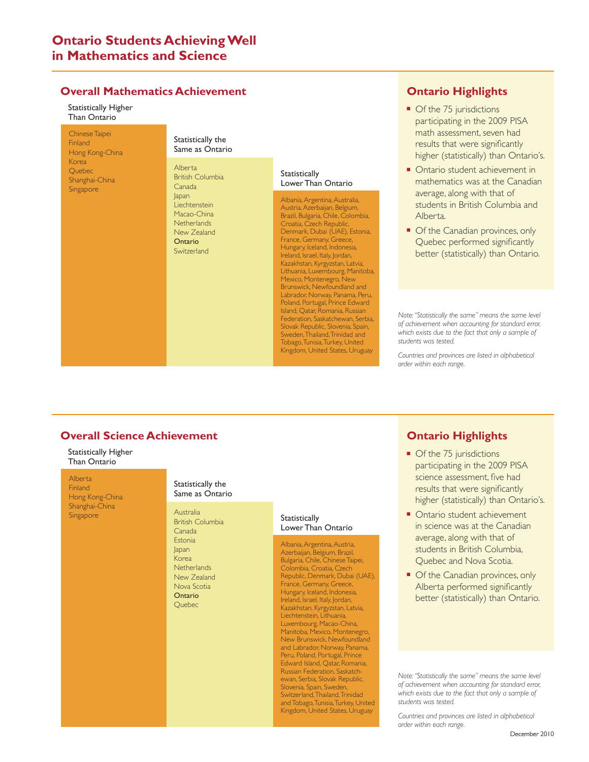# Ontario Students Achieving Well in Mathematics and Science

## Overall Mathematics Achievement

| Statistically Higher Than Ontario | Statistically the Same as Ontario | Statistically Lower Than Ontario |
|---|---|---|
| Chinese Taipei<br>Finland<br>Hong Kong-China<br>Korea<br>Quebec<br>Shanghai-China<br>Singapore | Alberta<br>British Columbia<br>Canada<br>Japan<br>Liechtenstein<br>Macao-China<br>Netherlands<br>New Zealand<br>**Ontario**<br>Switzerland | Albania, Argentina, Australia, Austria, Azerbaijan, Belgium, Brazil, Bulgaria, Chile, Colombia, Croatia, Czech Republic, Denmark, Dubai (UAE), Estonia, France, Germany, Greece, Hungary, Iceland, Indonesia, Ireland, Israel, Italy, Jordan, Kazakhstan, Kyrgyzstan, Latvia, Lithuania, Luxembourg, Manitoba, Mexico, Montenegro, New Brunswick, Newfoundland and Labrador, Norway, Panama, Peru, Poland, Portugal, Prince Edward Island, Qatar, Romania, Russian Federation, Saskatchewan, Serbia, Slovak Republic, Slovenia, Spain, Sweden, Thailand, Trinidad and Tobago, Tunisia, Turkey, United Kingdom, United States, Uruguay |

### Ontario Highlights

- Of the 75 jurisdictions participating in the 2009 PISA math assessment, seven had results that were significantly higher (statistically) than Ontario's.
- Ontario student achievement in mathematics was at the Canadian average, along with that of students in British Columbia and Alberta.
- Of the Canadian provinces, only Quebec performed significantly better (statistically) than Ontario.

*Note: "Statistically the same" means the same level of achievement when accounting for standard error, which exists due to the fact that only a sample of students was tested.*

*Countries and provinces are listed in alphabetical order within each range.*

## Overall Science Achievement

| Statistically Higher Than Ontario | Statistically the Same as Ontario | Statistically Lower Than Ontario |
|---|---|---|
| Alberta<br>Finland<br>Hong Kong-China<br>Shanghai-China<br>Singapore | Australia<br>British Columbia<br>Canada<br>Estonia<br>Japan<br>Korea<br>Netherlands<br>New Zealand<br>Nova Scotia<br>**Ontario**<br>Quebec | Albania, Argentina, Austria, Azerbaijan, Belgium, Brazil, Bulgaria, Chile, Chinese Taipei, Colombia, Croatia, Czech Republic, Denmark, Dubai (UAE), France, Germany, Greece, Hungary, Iceland, Indonesia, Ireland, Israel, Italy, Jordan, Kazakhstan, Kyrgyzstan, Latvia, Liechtenstein, Lithuania, Luxembourg, Macao-China, Manitoba, Mexico, Montenegro, New Brunswick, Newfoundland and Labrador, Norway, Panama, Peru, Poland, Portugal, Prince Edward Island, Qatar, Romania, Russian Federation, Saskatchewan, Serbia, Slovak Republic, Slovenia, Spain, Sweden, Switzerland, Thailand, Trinidad and Tobago, Tunisia, Turkey, United Kingdom, United States, Uruguay |

### Ontario Highlights

- Of the 75 jurisdictions participating in the 2009 PISA science assessment, five had results that were significantly higher (statistically) than Ontario's.
- Ontario student achievement in science was at the Canadian average, along with that of students in British Columbia, Quebec and Nova Scotia.
- Of the Canadian provinces, only Alberta performed significantly better (statistically) than Ontario.

*Note: "Statistically the same" means the same level of achievement when accounting for standard error, which exists due to the fact that only a sample of students was tested.*

*Countries and provinces are listed in alphabetical order within each range.*

December 2010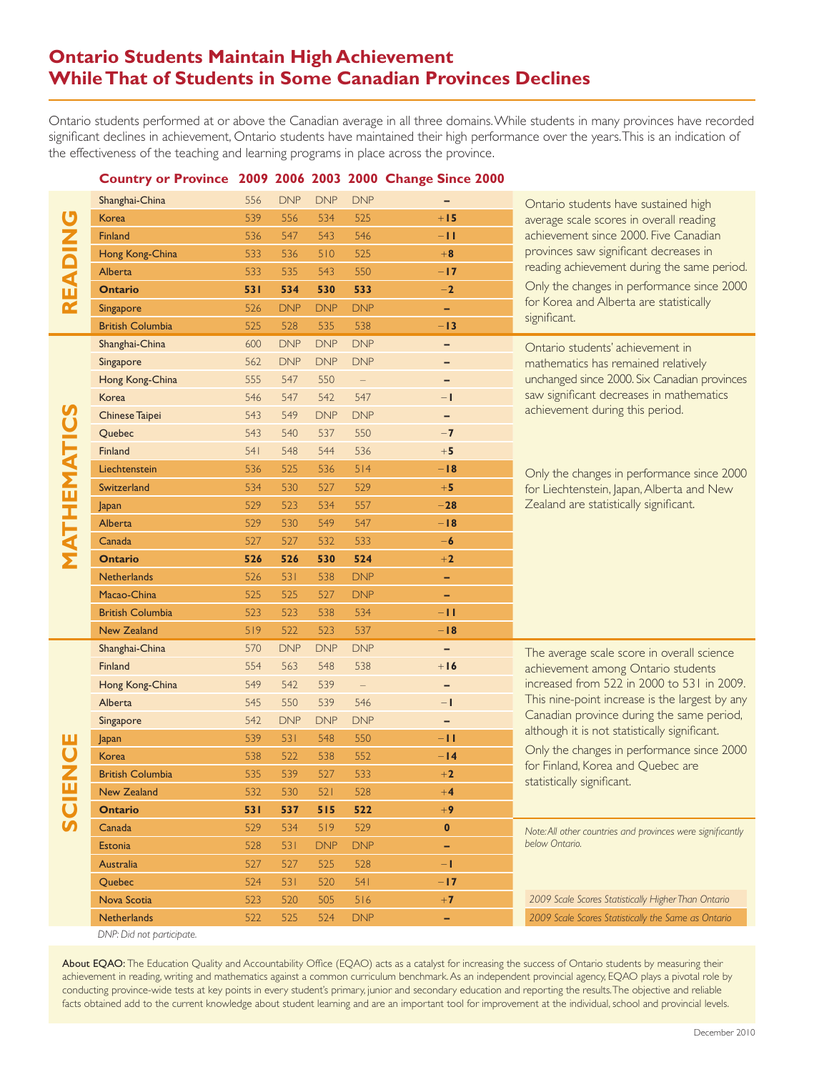# Ontario Students Maintain High Achievement While That of Students in Some Canadian Provinces Declines

Ontario students performed at or above the Canadian average in all three domains. While students in many provinces have recorded significant declines in achievement, Ontario students have maintained their high performance over the years. This is an indication of the effectiveness of the teaching and learning programs in place across the province.

| | Country or Province | 2009 | 2006 | 2003 | 2000 | Change Since 2000 |
|---|---|---|---|---|---|---|
| READING | Shanghai-China | 556 | DNP | DNP | DNP | – |
| | Korea | 539 | 556 | 534 | 525 | **+15** |
| | Finland | 536 | 547 | 543 | 546 | **−11** |
| | Hong Kong-China | 533 | 536 | 510 | 525 | +**8** |
| | Alberta | 533 | 535 | 543 | 550 | **−17** |
| | **Ontario** | **531** | **534** | **530** | **533** | −**2** |
| | Singapore | 526 | DNP | DNP | DNP | – |
| | British Columbia | 525 | 528 | 535 | 538 | **−13** |
| MATHEMATICS | Shanghai-China | 600 | DNP | DNP | DNP | – |
| | Singapore | 562 | DNP | DNP | DNP | – |
| | Hong Kong-China | 555 | 547 | 550 | – | – |
| | Korea | 546 | 547 | 542 | 547 | −**1** |
| | Chinese Taipei | 543 | 549 | DNP | DNP | – |
| | Quebec | 543 | 540 | 537 | 550 | −**7** |
| | Finland | 541 | 548 | 544 | 536 | +**5** |
| | Liechtenstein | 536 | 525 | 536 | 514 | **−18** |
| | Switzerland | 534 | 530 | 527 | 529 | +**5** |
| | Japan | 529 | 523 | 534 | 557 | **−28** |
| | Alberta | 529 | 530 | 549 | 547 | **−18** |
| | Canada | 527 | 527 | 532 | 533 | −**6** |
| | **Ontario** | **526** | **526** | **530** | **524** | +**2** |
| | Netherlands | 526 | 531 | 538 | DNP | – |
| | Macao-China | 525 | 525 | 527 | DNP | – |
| | British Columbia | 523 | 523 | 538 | 534 | **−11** |
| | New Zealand | 519 | 522 | 523 | 537 | **−18** |
| SCIENCE | Shanghai-China | 570 | DNP | DNP | DNP | – |
| | Finland | 554 | 563 | 548 | 538 | **+16** |
| | Hong Kong-China | 549 | 542 | 539 | – | – |
| | Alberta | 545 | 550 | 539 | 546 | −**1** |
| | Singapore | 542 | DNP | DNP | DNP | – |
| | Japan | 539 | 531 | 548 | 550 | **−11** |
| | Korea | 538 | 522 | 538 | 552 | **−14** |
| | British Columbia | 535 | 539 | 527 | 533 | +**2** |
| | New Zealand | 532 | 530 | 521 | 528 | +**4** |
| | **Ontario** | **531** | **537** | **515** | **522** | +**9** |
| | Canada | 529 | 534 | 519 | 529 | **0** |
| | Estonia | 528 | 531 | DNP | DNP | – |
| | Australia | 527 | 527 | 525 | 528 | −**1** |
| | Quebec | 524 | 531 | 520 | 541 | **−17** |
| | Nova Scotia | 523 | 520 | 505 | 516 | +**7** |
| | Netherlands | 522 | 525 | 524 | DNP | – |

*DNP: Did not participate.*

Ontario students have sustained high average scale scores in overall reading achievement since 2000. Five Canadian provinces saw significant decreases in reading achievement during the same period.

Only the changes in performance since 2000 for Korea and Alberta are statistically significant.

Ontario students' achievement in mathematics has remained relatively unchanged since 2000. Six Canadian provinces saw significant decreases in mathematics achievement during this period.

Only the changes in performance since 2000 for Liechtenstein, Japan, Alberta and New Zealand are statistically significant.

The average scale score in overall science achievement among Ontario students increased from 522 in 2000 to 531 in 2009. This nine-point increase is the largest by any Canadian province during the same period, although it is not statistically significant.

Only the changes in performance since 2000 for Finland, Korea and Quebec are statistically significant.

*Note: All other countries and provinces were significantly below Ontario.*

*2009 Scale Scores Statistically Higher Than Ontario*

*2009 Scale Scores Statistically the Same as Ontario*

**About EQAO:** The Education Quality and Accountability Office (EQAO) acts as a catalyst for increasing the success of Ontario students by measuring their achievement in reading, writing and mathematics against a common curriculum benchmark. As an independent provincial agency, EQAO plays a pivotal role by conducting province-wide tests at key points in every student's primary, junior and secondary education and reporting the results. The objective and reliable facts obtained add to the current knowledge about student learning and are an important tool for improvement at the individual, school and provincial levels.

December 2010